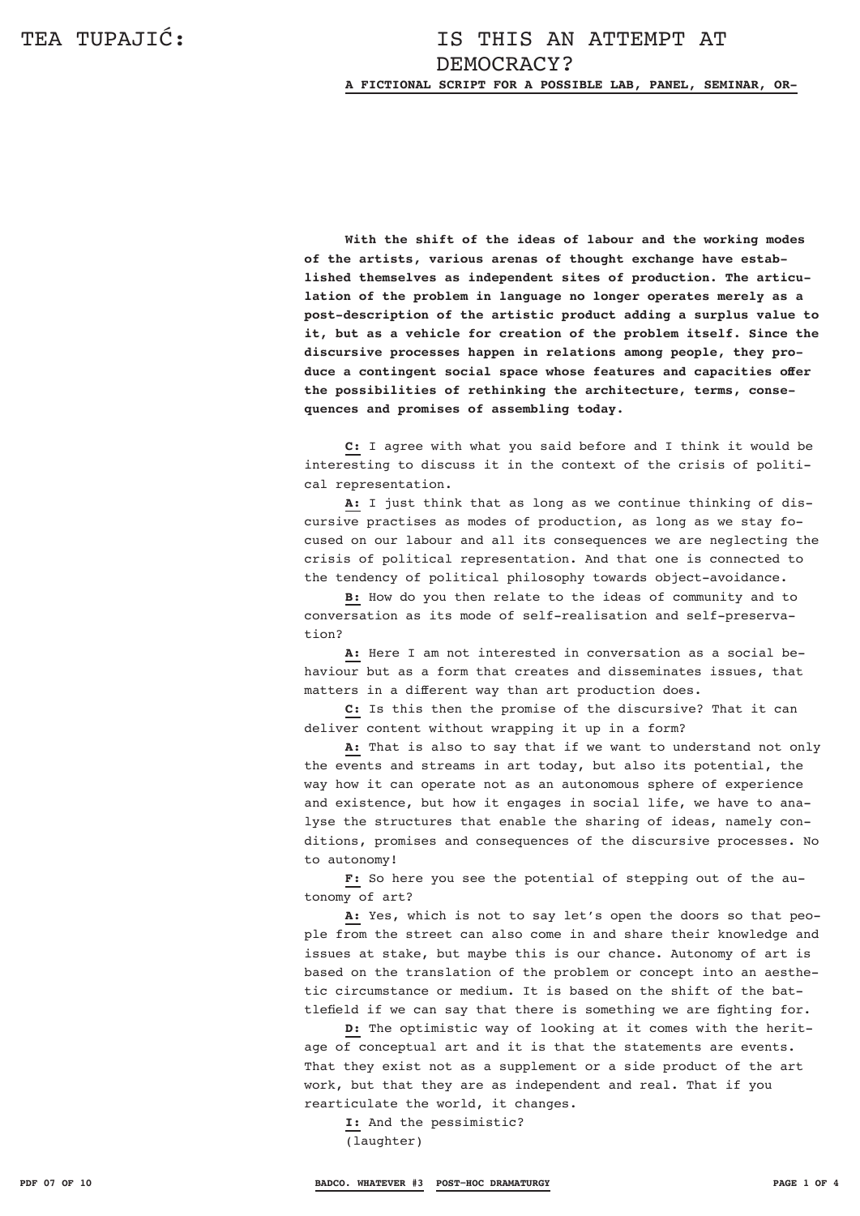TEA TUPAJIĆ:

# IS THIS AN ATTEMPT AT DEMOCRACY?

**A FICTIONAL SCRIPT FOR A POSSIBLE LAB, PANEL, SEMINAR, OR-**

**With the shift of the ideas of labour and the working modes of the artists, various arenas of thought exchange have established themselves as independent sites of production. The articulation of the problem in language no longer operates merely as a post-description of the artistic product adding a surplus value to it, but as a vehicle for creation of the problem itself. Since the discursive processes happen in relations among people, they produce a contingent social space whose features and capacities offer the possibilities of rethinking the architecture, terms, consequences and promises of assembling today.**

**C:** I agree with what you said before and I think it would be interesting to discuss it in the context of the crisis of political representation.

**A:** I just think that as long as we continue thinking of discursive practises as modes of production, as long as we stay focused on our labour and all its consequences we are neglecting the crisis of political representation. And that one is connected to the tendency of political philosophy towards object-avoidance.

**B:** How do you then relate to the ideas of community and to conversation as its mode of self-realisation and self-preservation?

**A:** Here I am not interested in conversation as a social behaviour but as a form that creates and disseminates issues, that matters in a different way than art production does.

**C:** Is this then the promise of the discursive? That it can deliver content without wrapping it up in a form?

**A:** That is also to say that if we want to understand not only the events and streams in art today, but also its potential, the way how it can operate not as an autonomous sphere of experience and existence, but how it engages in social life, we have to analyse the structures that enable the sharing of ideas, namely conditions, promises and consequences of the discursive processes. No to autonomy!

**F:** So here you see the potential of stepping out of the autonomy of art?

**A:** Yes, which is not to say let's open the doors so that people from the street can also come in and share their knowledge and issues at stake, but maybe this is our chance. Autonomy of art is based on the translation of the problem or concept into an aesthetic circumstance or medium. It is based on the shift of the battlefield if we can say that there is something we are fighting for.

**D:** The optimistic way of looking at it comes with the heritage of conceptual art and it is that the statements are events. That they exist not as a supplement or a side product of the art work, but that they are as independent and real. That if you rearticulate the world, it changes.

**I:** And the pessimistic?

(laughter)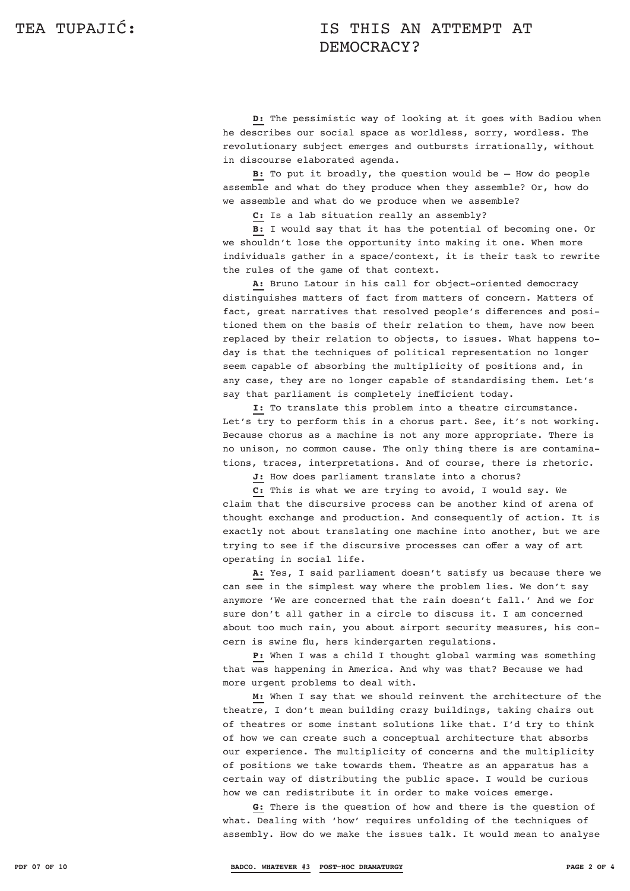**D:** The pessimistic way of looking at it goes with Badiou when he describes our social space as worldless, sorry, wordless. The revolutionary subject emerges and outbursts irrationally, without in discourse elaborated agenda.

**B:** To put it broadly, the question would be – How do people assemble and what do they produce when they assemble? Or, how do we assemble and what do we produce when we assemble?

**C:** Is a lab situation really an assembly?

**B:** I would say that it has the potential of becoming one. Or we shouldn't lose the opportunity into making it one. When more individuals gather in a space/context, it is their task to rewrite the rules of the game of that context.

**A:** Bruno Latour in his call for object-oriented democracy distinguishes matters of fact from matters of concern. Matters of fact, great narratives that resolved people's differences and positioned them on the basis of their relation to them, have now been replaced by their relation to objects, to issues. What happens today is that the techniques of political representation no longer seem capable of absorbing the multiplicity of positions and, in any case, they are no longer capable of standardising them. Let's say that parliament is completely inefficient today.

**I:** To translate this problem into a theatre circumstance. Let's try to perform this in a chorus part. See, it's not working. Because chorus as a machine is not any more appropriate. There is no unison, no common cause. The only thing there is are contaminations, traces, interpretations. And of course, there is rhetoric.

**J:** How does parliament translate into a chorus?

**C:** This is what we are trying to avoid, I would say. We claim that the discursive process can be another kind of arena of thought exchange and production. And consequently of action. It is exactly not about translating one machine into another, but we are trying to see if the discursive processes can offer a way of art operating in social life.

**A:** Yes, I said parliament doesn't satisfy us because there we can see in the simplest way where the problem lies. We don't say anymore 'We are concerned that the rain doesn't fall.' And we for sure don't all gather in a circle to discuss it. I am concerned about too much rain, you about airport security measures, his concern is swine flu, hers kindergarten regulations.

**P:** When I was a child I thought global warming was something that was happening in America. And why was that? Because we had more urgent problems to deal with.

**M:** When I say that we should reinvent the architecture of the theatre, I don't mean building crazy buildings, taking chairs out of theatres or some instant solutions like that. I'd try to think of how we can create such a conceptual architecture that absorbs our experience. The multiplicity of concerns and the multiplicity of positions we take towards them. Theatre as an apparatus has a certain way of distributing the public space. I would be curious how we can redistribute it in order to make voices emerge.

**G:** There is the question of how and there is the question of what. Dealing with 'how' requires unfolding of the techniques of assembly. How do we make the issues talk. It would mean to analyse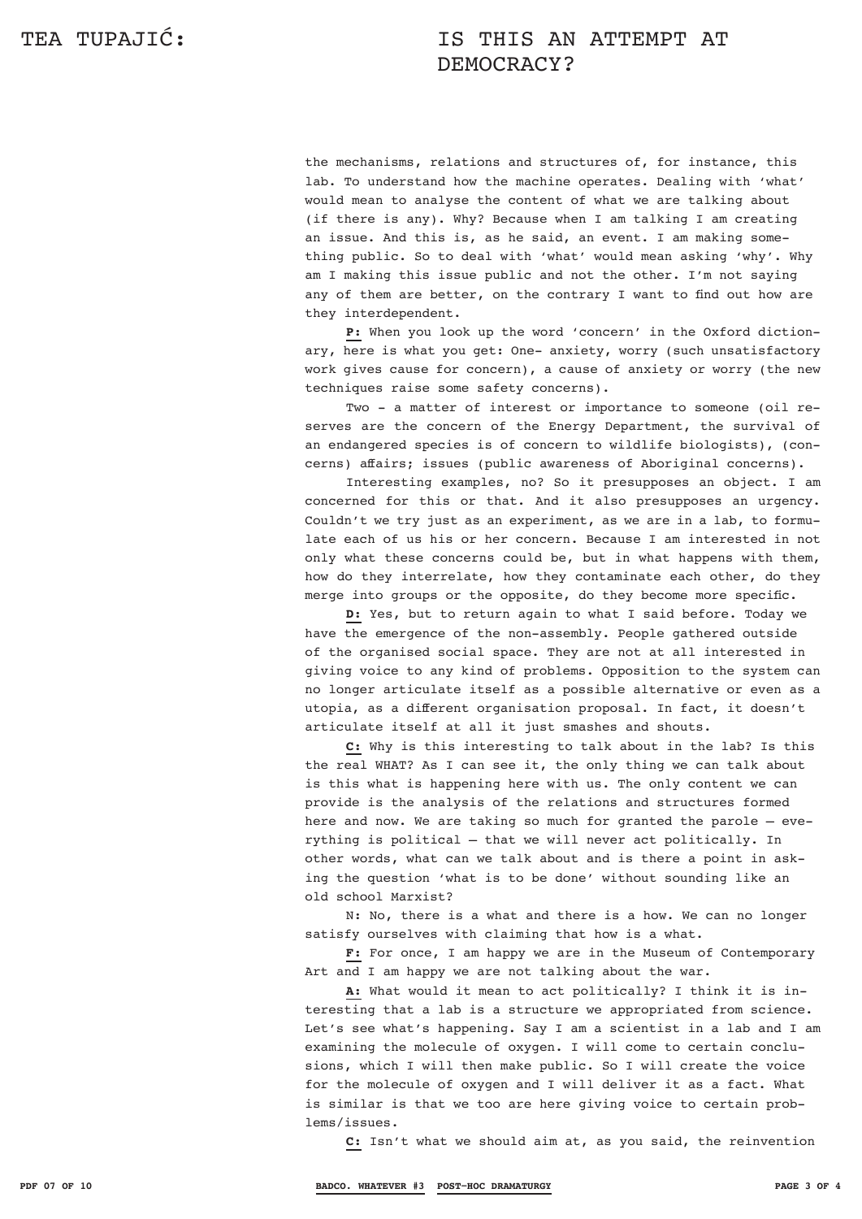the mechanisms, relations and structures of, for instance, this lab. To understand how the machine operates. Dealing with 'what' would mean to analyse the content of what we are talking about (if there is any). Why? Because when I am talking I am creating an issue. And this is, as he said, an event. I am making something public. So to deal with 'what' would mean asking 'why'. Why am I making this issue public and not the other. I'm not saying any of them are better, on the contrary I want to find out how are they interdependent.

**P:** When you look up the word 'concern' in the Oxford dictionary, here is what you get: One- anxiety, worry (such unsatisfactory work gives cause for concern), a cause of anxiety or worry (the new techniques raise some safety concerns).

Two - a matter of interest or importance to someone (oil reserves are the concern of the Energy Department, the survival of an endangered species is of concern to wildlife biologists), (concerns) affairs; issues (public awareness of Aboriginal concerns).

Interesting examples, no? So it presupposes an object. I am concerned for this or that. And it also presupposes an urgency. Couldn't we try just as an experiment, as we are in a lab, to formulate each of us his or her concern. Because I am interested in not only what these concerns could be, but in what happens with them, how do they interrelate, how they contaminate each other, do they merge into groups or the opposite, do they become more specific.

**D:** Yes, but to return again to what I said before. Today we have the emergence of the non-assembly. People gathered outside of the organised social space. They are not at all interested in giving voice to any kind of problems. Opposition to the system can no longer articulate itself as a possible alternative or even as a utopia, as a different organisation proposal. In fact, it doesn't articulate itself at all it just smashes and shouts.

**C:** Why is this interesting to talk about in the lab? Is this the real WHAT? As I can see it, the only thing we can talk about is this what is happening here with us. The only content we can provide is the analysis of the relations and structures formed here and now. We are taking so much for granted the parole — everything is political — that we will never act politically. In other words, what can we talk about and is there a point in asking the question 'what is to be done' without sounding like an old school Marxist?

N: No, there is a what and there is a how. We can no longer satisfy ourselves with claiming that how is a what.

**F:** For once, I am happy we are in the Museum of Contemporary Art and I am happy we are not talking about the war.

**A:** What would it mean to act politically? I think it is interesting that a lab is a structure we appropriated from science. Let's see what's happening. Say I am a scientist in a lab and I am examining the molecule of oxygen. I will come to certain conclusions, which I will then make public. So I will create the voice for the molecule of oxygen and I will deliver it as a fact. What is similar is that we too are here giving voice to certain problems/issues.

**C:** Isn't what we should aim at, as you said, the reinvention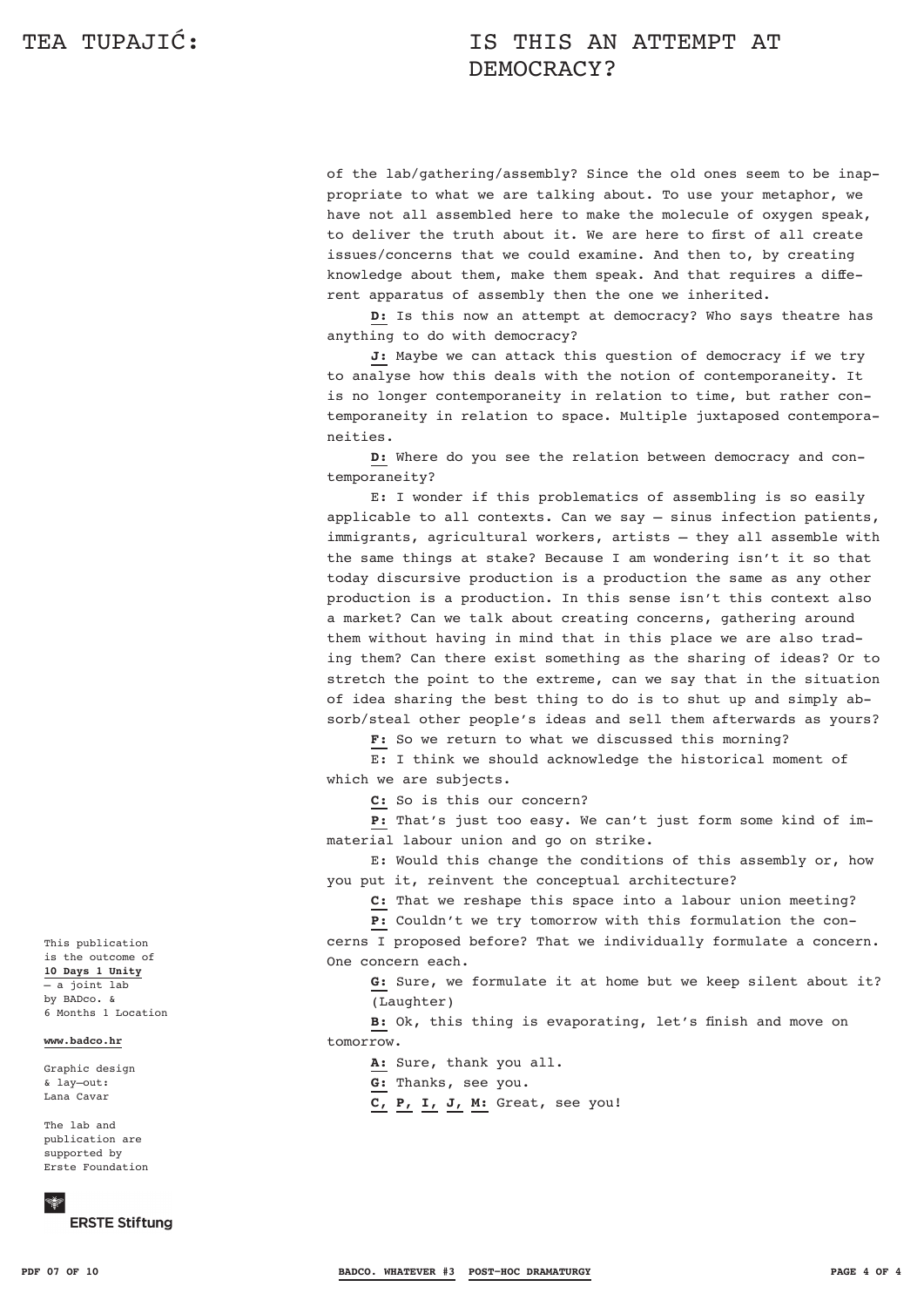of the lab/gathering/assembly? Since the old ones seem to be inappropriate to what we are talking about. To use your metaphor, we have not all assembled here to make the molecule of oxygen speak, to deliver the truth about it. We are here to first of all create issues/concerns that we could examine. And then to, by creating knowledge about them, make them speak. And that requires a different apparatus of assembly then the one we inherited.

**D:** Is this now an attempt at democracy? Who says theatre has anything to do with democracy?

**J:** Maybe we can attack this question of democracy if we try to analyse how this deals with the notion of contemporaneity. It is no longer contemporaneity in relation to time, but rather contemporaneity in relation to space. Multiple juxtaposed contemporaneities.

**D:** Where do you see the relation between democracy and contemporaneity?

E: I wonder if this problematics of assembling is so easily applicable to all contexts. Can we say – sinus infection patients, immigrants, agricultural workers, artists – they all assemble with the same things at stake? Because I am wondering isn't it so that today discursive production is a production the same as any other production is a production. In this sense isn't this context also a market? Can we talk about creating concerns, gathering around them without having in mind that in this place we are also trading them? Can there exist something as the sharing of ideas? Or to stretch the point to the extreme, can we say that in the situation of idea sharing the best thing to do is to shut up and simply absorb/steal other people's ideas and sell them afterwards as yours?

**F:** So we return to what we discussed this morning?

E: I think we should acknowledge the historical moment of which we are subjects.

**C:** So is this our concern?

**P:** That's just too easy. We can't just form some kind of immaterial labour union and go on strike.

E: Would this change the conditions of this assembly or, how you put it, reinvent the conceptual architecture?

**C:** That we reshape this space into a labour union meeting?

**P:** Couldn't we try tomorrow with this formulation the concerns I proposed before? That we individually formulate a concern. One concern each.

**G:** Sure, we formulate it at home but we keep silent about it? (Laughter)

**B:** Ok, this thing is evaporating, let's finish and move on tomorrow.

**A:** Sure, thank you all.

**G:** Thanks, see you.

**C, P, I, J, M:** Great, see you!

This publication is the outcome of **10 Days 1 Unity** – a joint lab by BADco. & 6 Months 1 Location

**www.badco.hr**

Graphic design & lay–out: Lana Cavar

The lab and publication are supported by Erste Foundation

ERSTE Stiftung